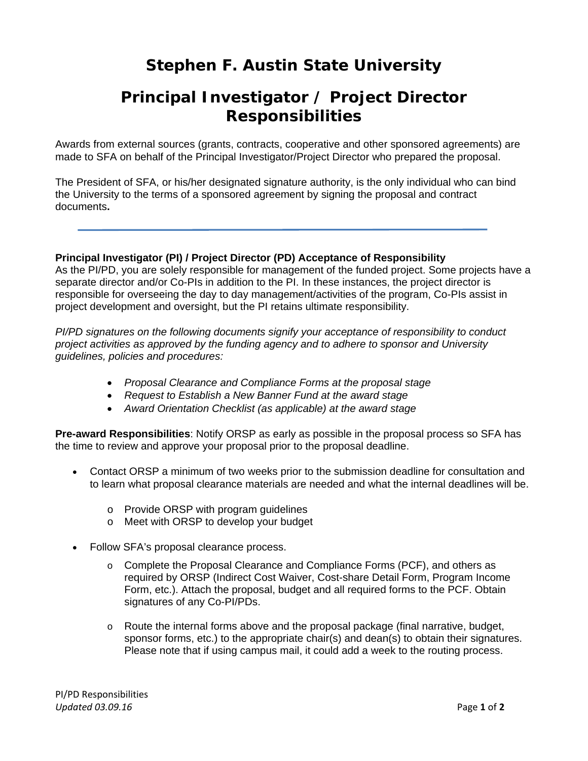# Stephen F. Austin State University

# Principal Investigator / Project Director Responsibilities

Awards from external sources (grants, contracts, cooperative and other sponsored agreements) are made to SFA on behalf of the Principal Investigator/Project Director who prepared the proposal.

The President of SFA, or his/her designated signature authority, is the only individual who can bind the University to the terms of a sponsored agreement by signing the proposal and contract documents**.**

---

**Principal Investigator (PI) / Project Director (PD) Acceptance of Responsibility**
As the PI/PD, you are solely responsible for management of the funded project. Some projects have a separate director and/or Co-PIs in addition to the PI. In these instances, the project director is responsible for overseeing the day to day management/activities of the program, Co-PIs assist in project development and oversight, but the PI retains ultimate responsibility.

*PI/PD signatures on the following documents signify your acceptance of responsibility to conduct project activities as approved by the funding agency and to adhere to sponsor and University guidelines, policies and procedures:*

- *Proposal Clearance and Compliance Forms at the proposal stage*
- *Request to Establish a New Banner Fund at the award stage*
- *Award Orientation Checklist (as applicable) at the award stage*

**Pre-award Responsibilities**: Notify ORSP as early as possible in the proposal process so SFA has the time to review and approve your proposal prior to the proposal deadline.

- Contact ORSP a minimum of two weeks prior to the submission deadline for consultation and to learn what proposal clearance materials are needed and what the internal deadlines will be.
    - Provide ORSP with program guidelines
    - Meet with ORSP to develop your budget
- Follow SFA's proposal clearance process.
    - Complete the Proposal Clearance and Compliance Forms (PCF), and others as required by ORSP (Indirect Cost Waiver, Cost-share Detail Form, Program Income Form, etc.). Attach the proposal, budget and all required forms to the PCF. Obtain signatures of any Co-PI/PDs.
    - Route the internal forms above and the proposal package (final narrative, budget, sponsor forms, etc.) to the appropriate chair(s) and dean(s) to obtain their signatures. Please note that if using campus mail, it could add a week to the routing process.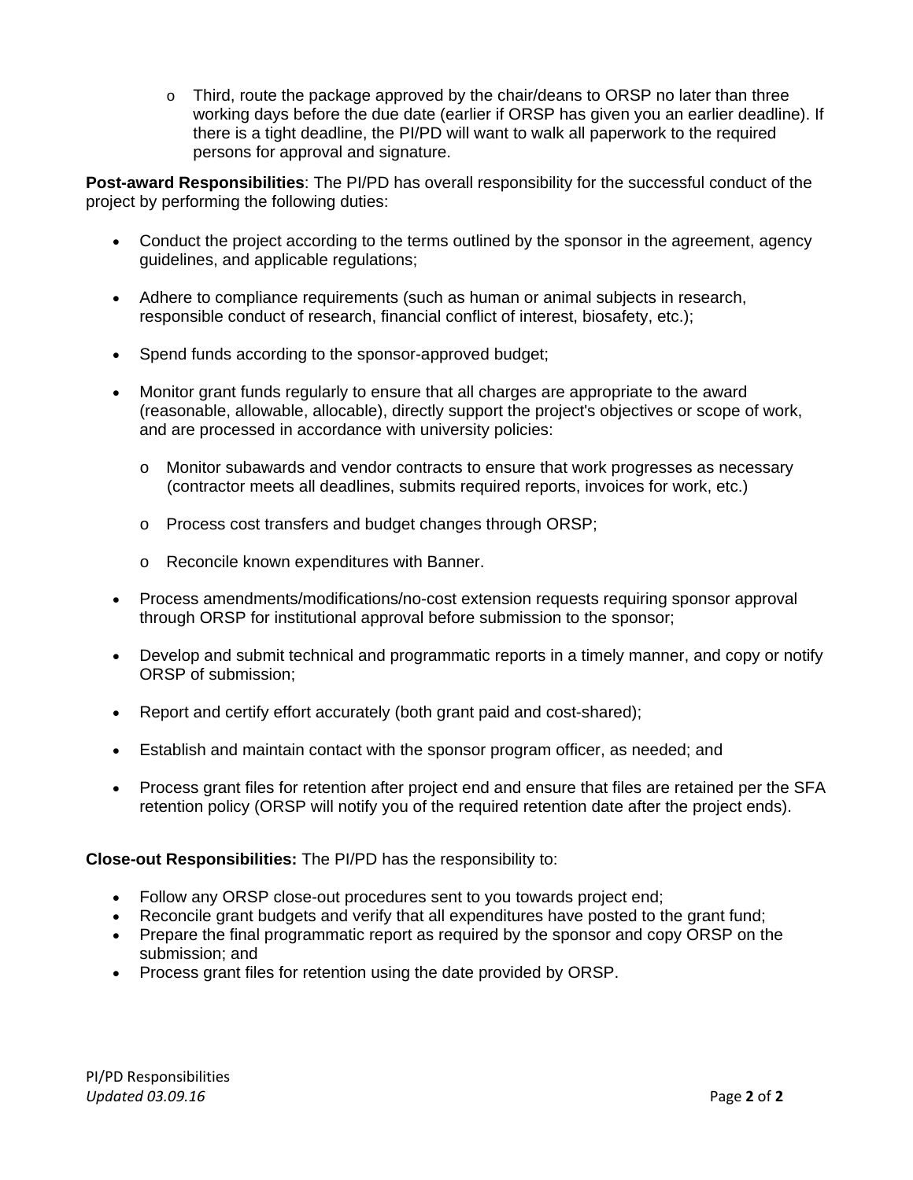- Third, route the package approved by the chair/deans to ORSP no later than three working days before the due date (earlier if ORSP has given you an earlier deadline). If there is a tight deadline, the PI/PD will want to walk all paperwork to the required persons for approval and signature.

**Post-award Responsibilities**: The PI/PD has overall responsibility for the successful conduct of the project by performing the following duties:

- Conduct the project according to the terms outlined by the sponsor in the agreement, agency guidelines, and applicable regulations;
- Adhere to compliance requirements (such as human or animal subjects in research, responsible conduct of research, financial conflict of interest, biosafety, etc.);
- Spend funds according to the sponsor-approved budget;
- Monitor grant funds regularly to ensure that all charges are appropriate to the award (reasonable, allowable, allocable), directly support the project's objectives or scope of work, and are processed in accordance with university policies:
  - Monitor subawards and vendor contracts to ensure that work progresses as necessary (contractor meets all deadlines, submits required reports, invoices for work, etc.)
  - Process cost transfers and budget changes through ORSP;
  - Reconcile known expenditures with Banner.
- Process amendments/modifications/no-cost extension requests requiring sponsor approval through ORSP for institutional approval before submission to the sponsor;
- Develop and submit technical and programmatic reports in a timely manner, and copy or notify ORSP of submission;
- Report and certify effort accurately (both grant paid and cost-shared);
- Establish and maintain contact with the sponsor program officer, as needed; and
- Process grant files for retention after project end and ensure that files are retained per the SFA retention policy (ORSP will notify you of the required retention date after the project ends).

**Close-out Responsibilities:** The PI/PD has the responsibility to:

- Follow any ORSP close-out procedures sent to you towards project end;
- Reconcile grant budgets and verify that all expenditures have posted to the grant fund;
- Prepare the final programmatic report as required by the sponsor and copy ORSP on the submission; and
- Process grant files for retention using the date provided by ORSP.

PI/PD Responsibilities
*Updated 03.09.16*